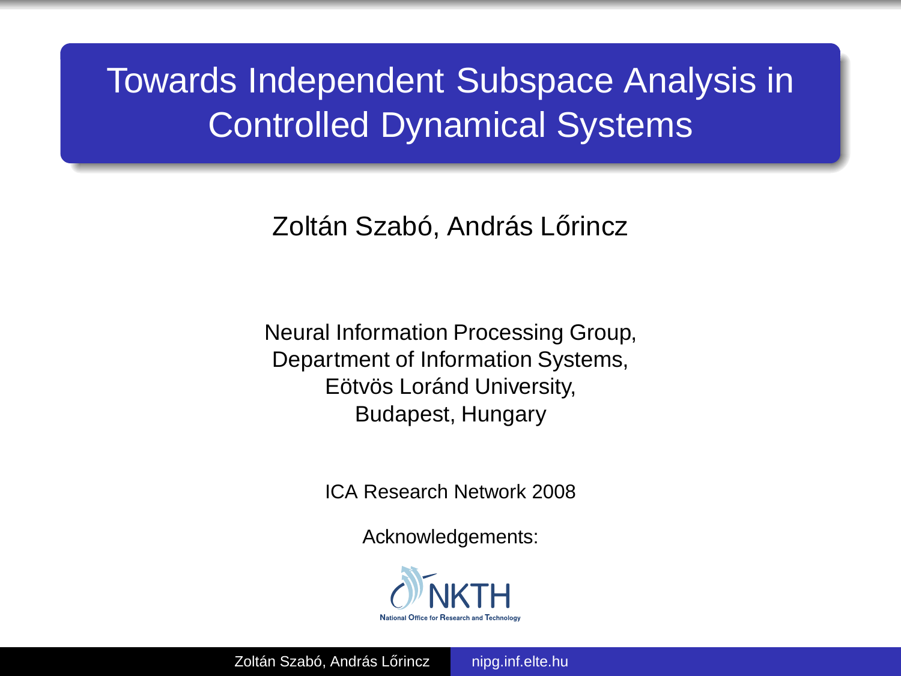# Towards Independent Subspace Analysis in Controlled Dynamical Systems

Zoltán Szabó, András Lőrincz

Neural Information Processing Group,
Department of Information Systems,
Eötvös Loránd University,
Budapest, Hungary

ICA Research Network 2008

Acknowledgements:

NKTH
National Office for Research and Technology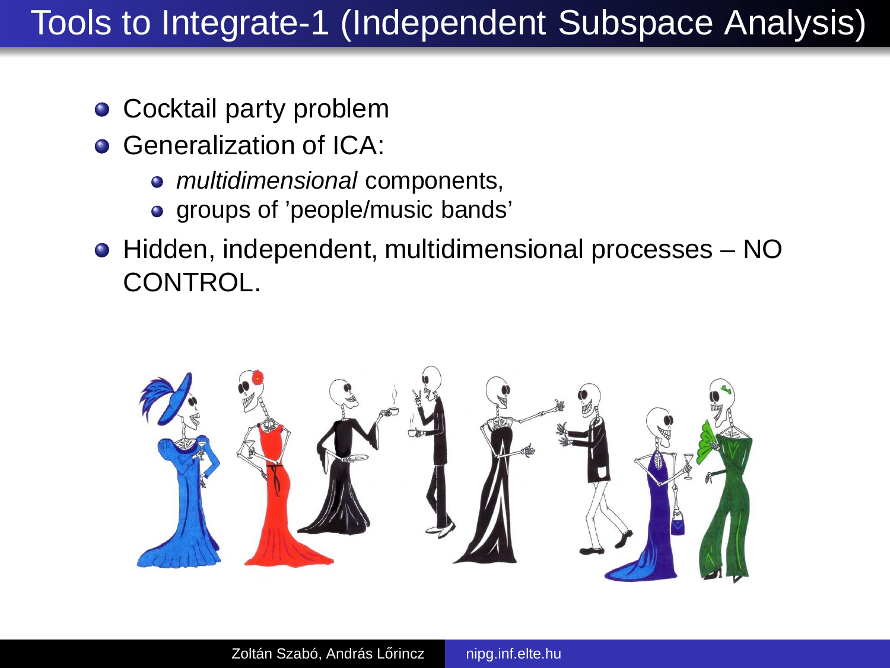# Tools to Integrate-1 (Independent Subspace Analysis)

- Cocktail party problem
- Generalization of ICA:
  - *multidimensional* components,
  - groups of 'people/music bands'
- Hidden, independent, multidimensional processes – NO CONTROL.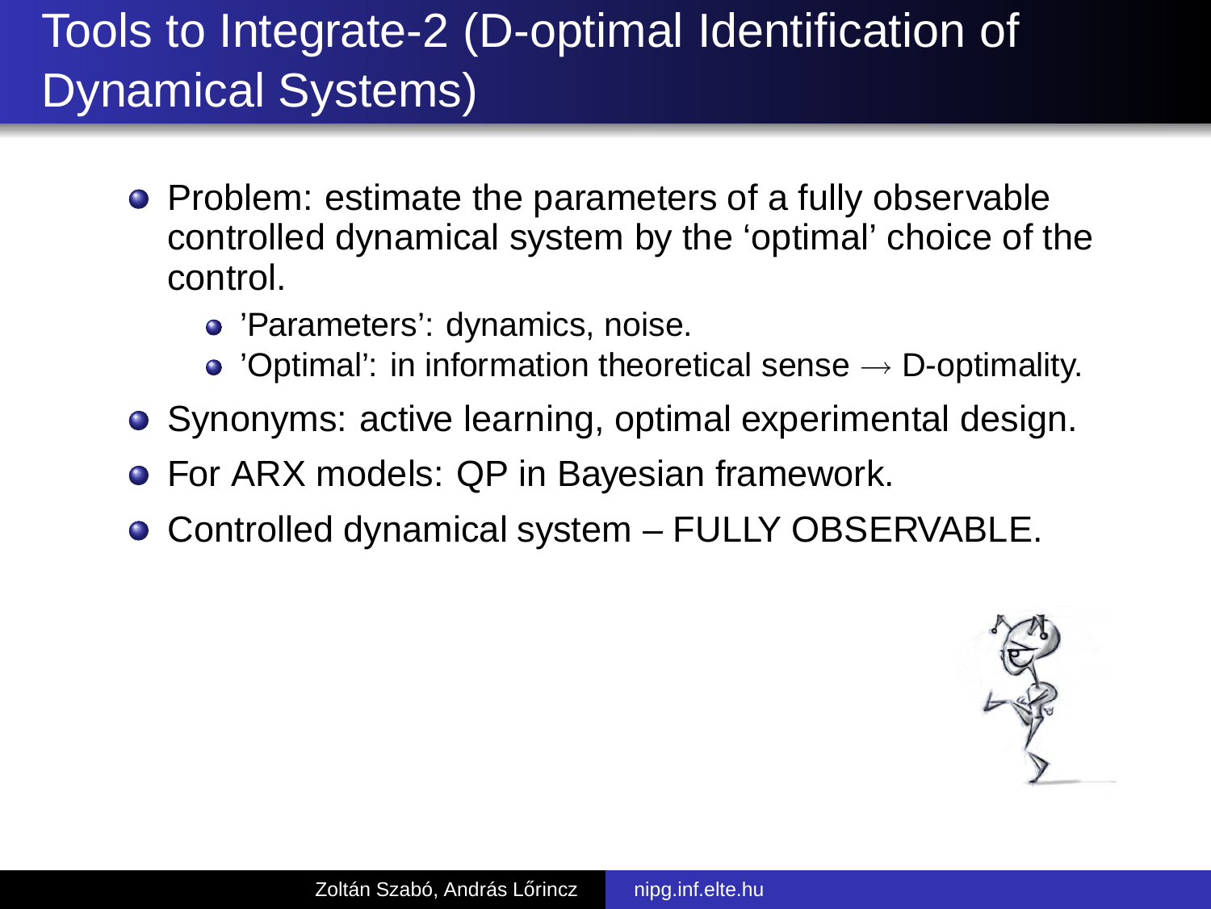# Tools to Integrate-2 (D-optimal Identification of Dynamical Systems)

- Problem: estimate the parameters of a fully observable controlled dynamical system by the 'optimal' choice of the control.
  - 'Parameters': dynamics, noise.
  - 'Optimal': in information theoretical sense $\rightarrow$ D-optimality.
- Synonyms: active learning, optimal experimental design.
- For ARX models: QP in Bayesian framework.
- Controlled dynamical system – FULLY OBSERVABLE.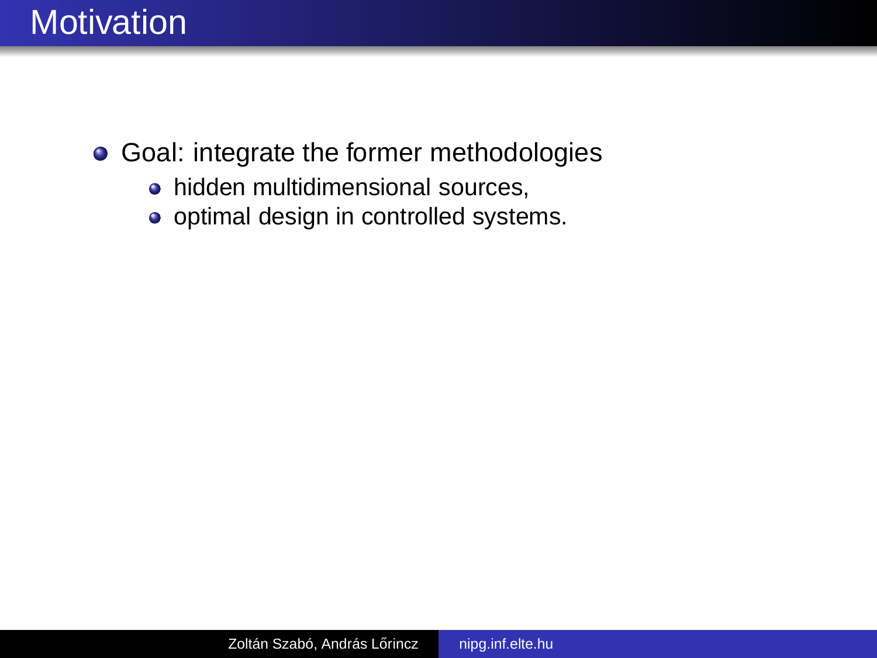# Motivation

- Goal: integrate the former methodologies
  - hidden multidimensional sources,
  - optimal design in controlled systems.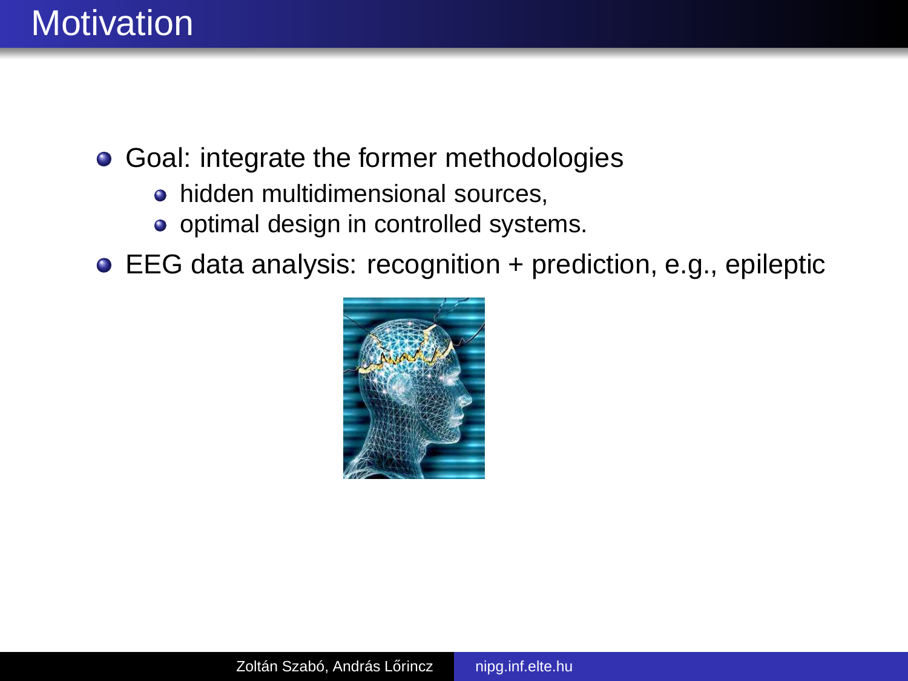# Motivation

- Goal: integrate the former methodologies
  - hidden multidimensional sources,
  - optimal design in controlled systems.
- EEG data analysis: recognition + prediction, e.g., epileptic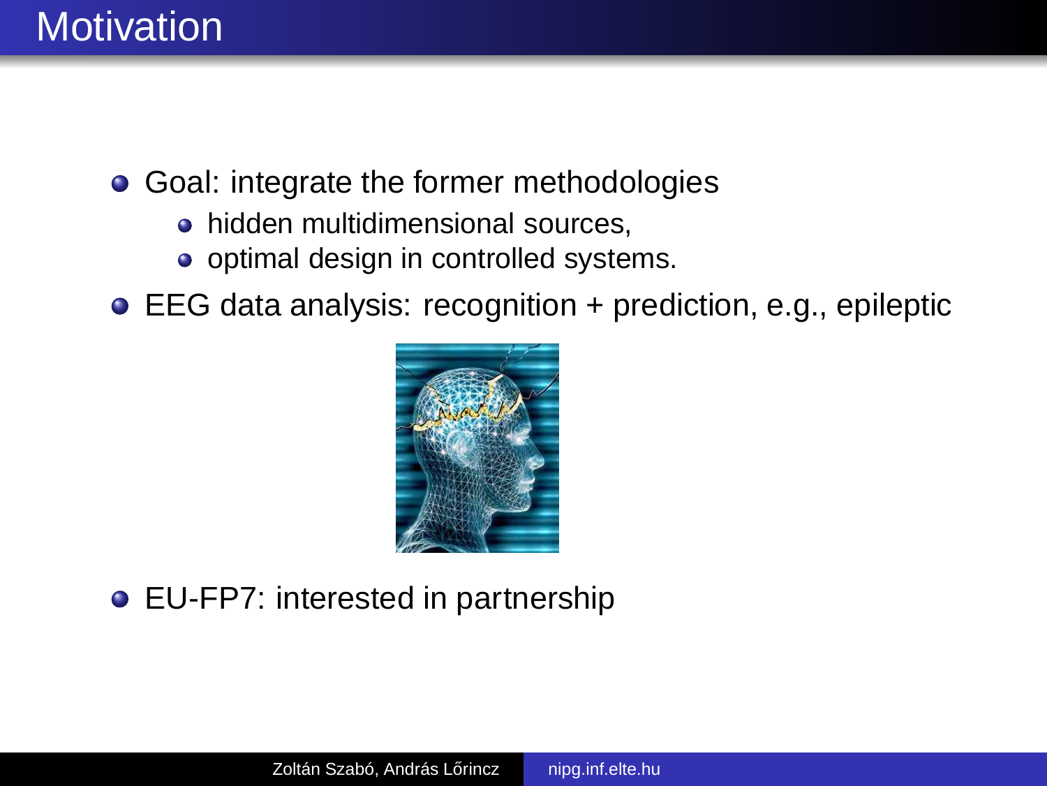# Motivation

- Goal: integrate the former methodologies
  - hidden multidimensional sources,
  - optimal design in controlled systems.
- EEG data analysis: recognition + prediction, e.g., epileptic
- EU-FP7: interested in partnership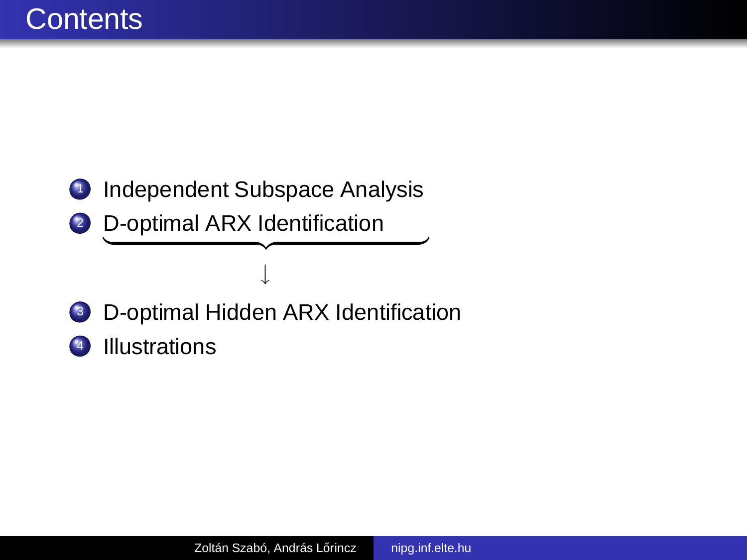# Contents

1. Independent Subspace Analysis
2. D-optimal ARX Identification

$$\downarrow$$

3. D-optimal Hidden ARX Identification
4. Illustrations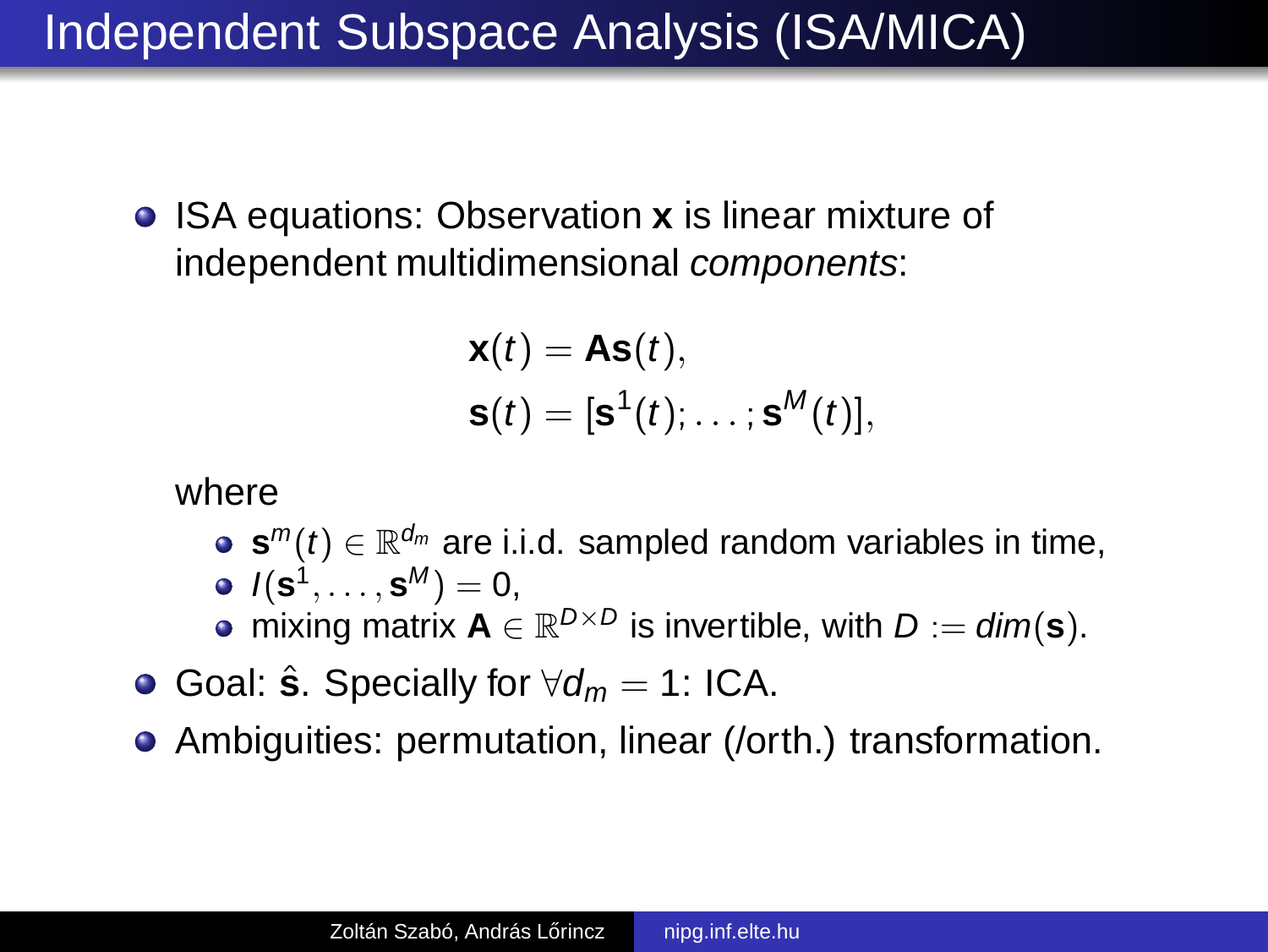# Independent Subspace Analysis (ISA/MICA)

- ISA equations: Observation $\mathbf{x}$ is linear mixture of independent multidimensional *components*:

$$\mathbf{x}(t) = \mathbf{A}\mathbf{s}(t),$$
$$\mathbf{s}(t) = [\mathbf{s}^1(t); \dots; \mathbf{s}^M(t)],$$

  where
  - $\mathbf{s}^m(t) \in \mathbb{R}^{d_m}$ are i.i.d. sampled random variables in time,
  - $I(\mathbf{s}^1, \dots, \mathbf{s}^M) = 0$,
  - mixing matrix $\mathbf{A} \in \mathbb{R}^{D \times D}$ is invertible, with $D := dim(\mathbf{s})$.
- Goal: $\hat{\mathbf{s}}$. Specially for $\forall d_m = 1$: ICA.
- Ambiguities: permutation, linear (/orth.) transformation.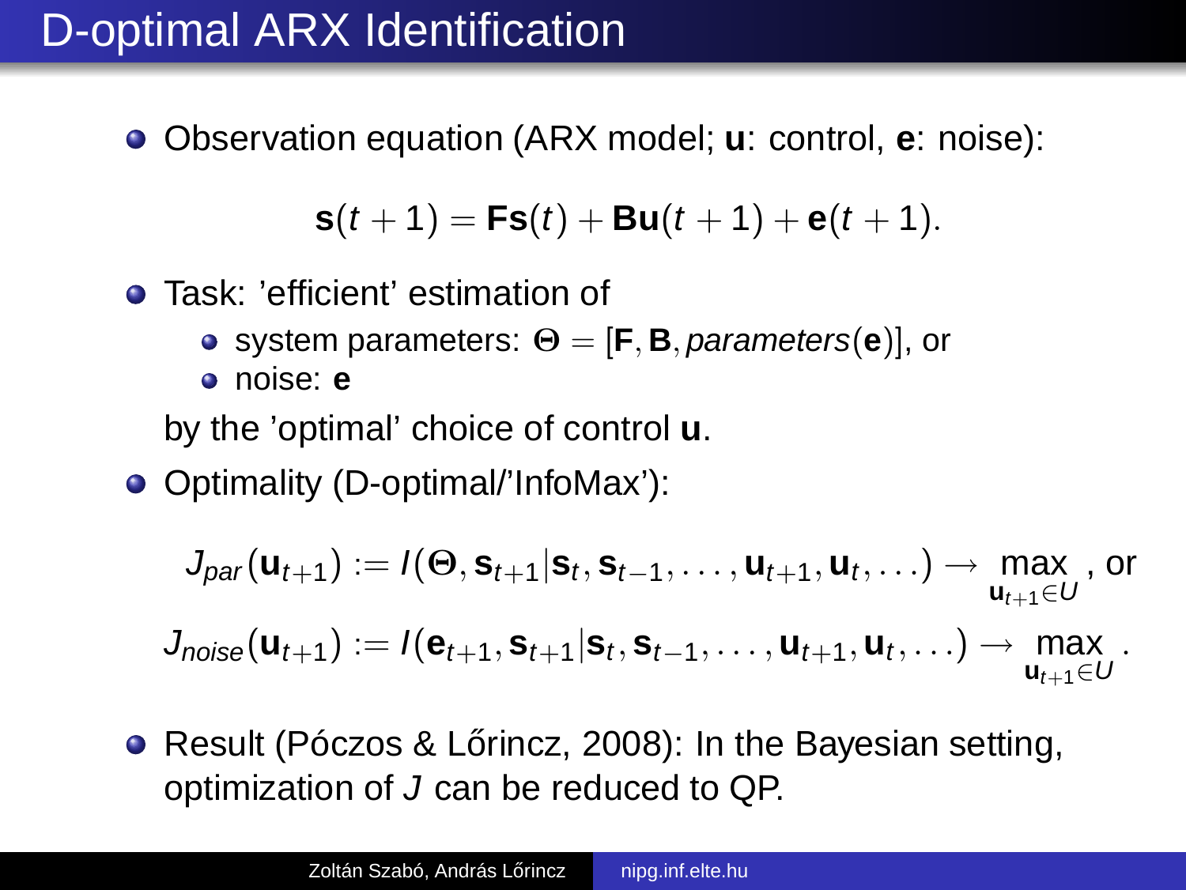# D-optimal ARX Identification

- Observation equation (ARX model; **u**: control, **e**: noise):

$$\mathbf{s}(t+1) = \mathbf{F}\mathbf{s}(t) + \mathbf{B}\mathbf{u}(t+1) + \mathbf{e}(t+1).$$

- Task: 'efficient' estimation of
  - system parameters: $\boldsymbol{\Theta} = [\mathbf{F}, \mathbf{B}, parameters(\mathbf{e})]$, or
  - noise: **e**

  by the 'optimal' choice of control **u**.

- Optimality (D-optimal/'InfoMax'):

$$J_{par}(\mathbf{u}_{t+1}) := I(\boldsymbol{\Theta}, \mathbf{s}_{t+1} | \mathbf{s}_t, \mathbf{s}_{t-1}, \ldots, \mathbf{u}_{t+1}, \mathbf{u}_t, \ldots) \rightarrow \max_{\mathbf{u}_{t+1} \in U}, \text{ or}$$

$$J_{noise}(\mathbf{u}_{t+1}) := I(\mathbf{e}_{t+1}, \mathbf{s}_{t+1} | \mathbf{s}_t, \mathbf{s}_{t-1}, \ldots, \mathbf{u}_{t+1}, \mathbf{u}_t, \ldots) \rightarrow \max_{\mathbf{u}_{t+1} \in U}.$$

- Result (Póczos & Lőrincz, 2008): In the Bayesian setting, optimization of $J$ can be reduced to QP.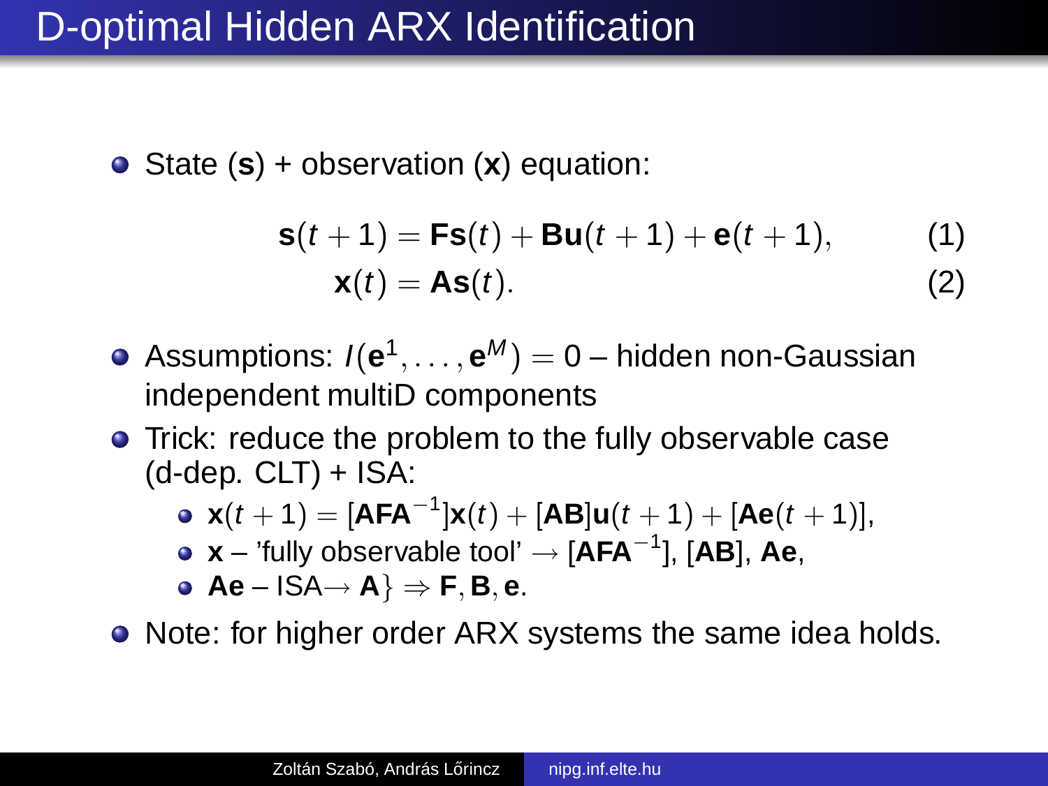# D-optimal Hidden ARX Identification

- State ($\mathbf{s}$) + observation ($\mathbf{x}$) equation:

$$\mathbf{s}(t+1) = \mathbf{F}\mathbf{s}(t) + \mathbf{B}\mathbf{u}(t+1) + \mathbf{e}(t+1), \tag{1}$$

$$\mathbf{x}(t) = \mathbf{A}\mathbf{s}(t). \tag{2}$$

- Assumptions: $I(\mathbf{e}^1, \ldots, \mathbf{e}^M) = 0$ – hidden non-Gaussian independent multiD components
- Trick: reduce the problem to the fully observable case (d-dep. CLT) + ISA:
  - $\mathbf{x}(t+1) = [\mathbf{A}\mathbf{F}\mathbf{A}^{-1}]\mathbf{x}(t) + [\mathbf{A}\mathbf{B}]\mathbf{u}(t+1) + [\mathbf{A}\mathbf{e}(t+1)]$,
  - $\mathbf{x}$ – 'fully observable tool' $\rightarrow$ $[\mathbf{A}\mathbf{F}\mathbf{A}^{-1}]$, $[\mathbf{A}\mathbf{B}]$, $\mathbf{A}\mathbf{e}$,
  - $\mathbf{A}\mathbf{e}$ – ISA$\rightarrow$ $\mathbf{A}\} \Rightarrow \mathbf{F}, \mathbf{B}, \mathbf{e}$.
- Note: for higher order ARX systems the same idea holds.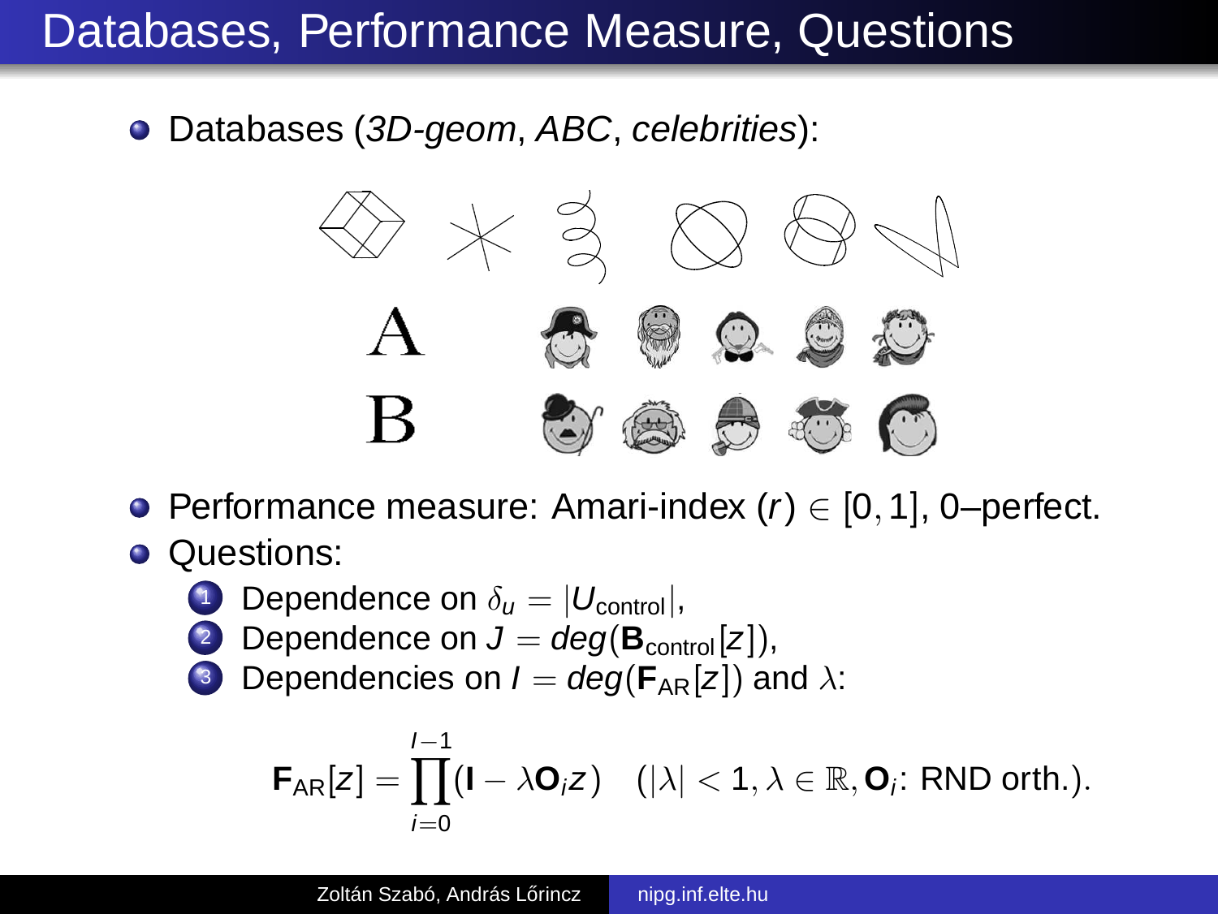# Databases, Performance Measure, Questions

- Databases (*3D-geom*, *ABC*, *celebrities*):
- Performance measure: Amari-index $(r) \in [0,1]$, 0–perfect.
- Questions:
  1. Dependence on $\delta_u = |U_{\text{control}}|$,
  2. Dependence on $J = deg(\mathbf{B}_{\text{control}}[z])$,
  3. Dependencies on $I = deg(\mathbf{F}_{\text{AR}}[z])$ and $\lambda$:

$$\mathbf{F}_{\text{AR}}[z] = \prod_{i=0}^{I-1} (\mathbf{I} - \lambda \mathbf{O}_i z) \quad (|\lambda| < 1, \lambda \in \mathbb{R}, \mathbf{O}_i\text{: RND orth.}).$$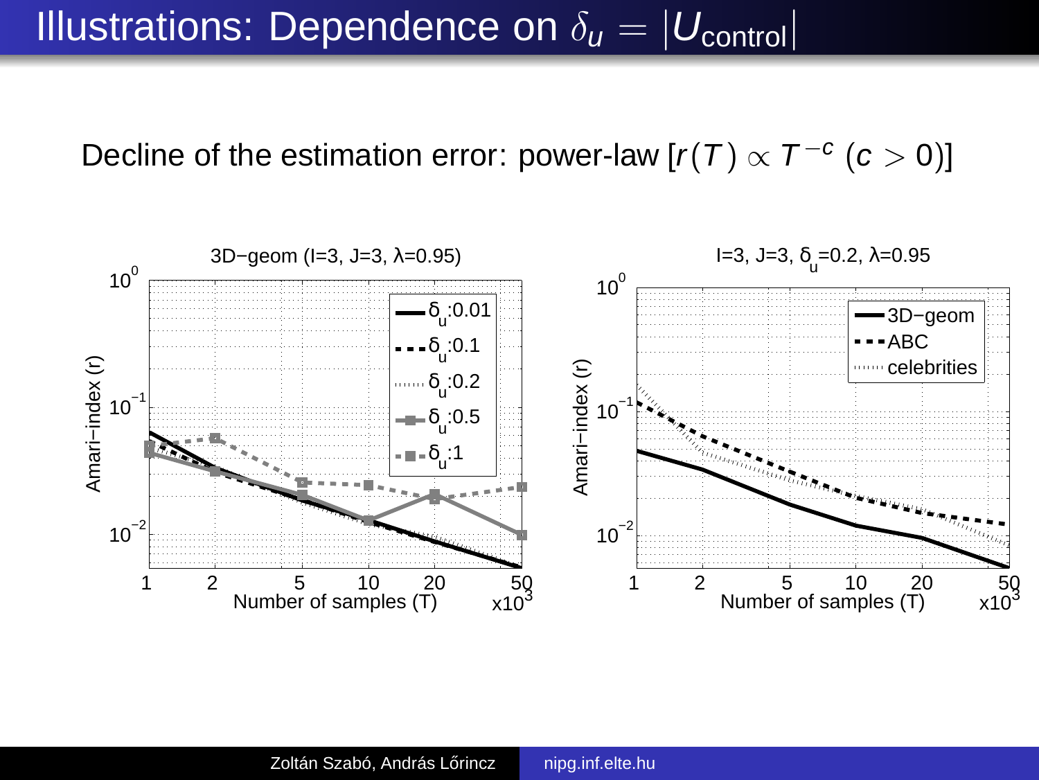# Illustrations: Dependence on $\delta_u = |U_{\text{control}}|$

Decline of the estimation error: power-law $[r(T) \propto T^{-c}$ $(c > 0)]$

3D−geom (I=3, J=3, λ=0.95)

Amari−index (r)

Number of samples (T) x10[3]

Legend: $\delta_u$:0.01, $\delta_u$:0.1, $\delta_u$:0.2, $\delta_u$:0.5, $\delta_u$:1

I=3, J=3, $\delta_u$=0.2, λ=0.95

Amari−index (r)

Number of samples (T) x10[3]

Legend: 3D−geom, ABC, celebrities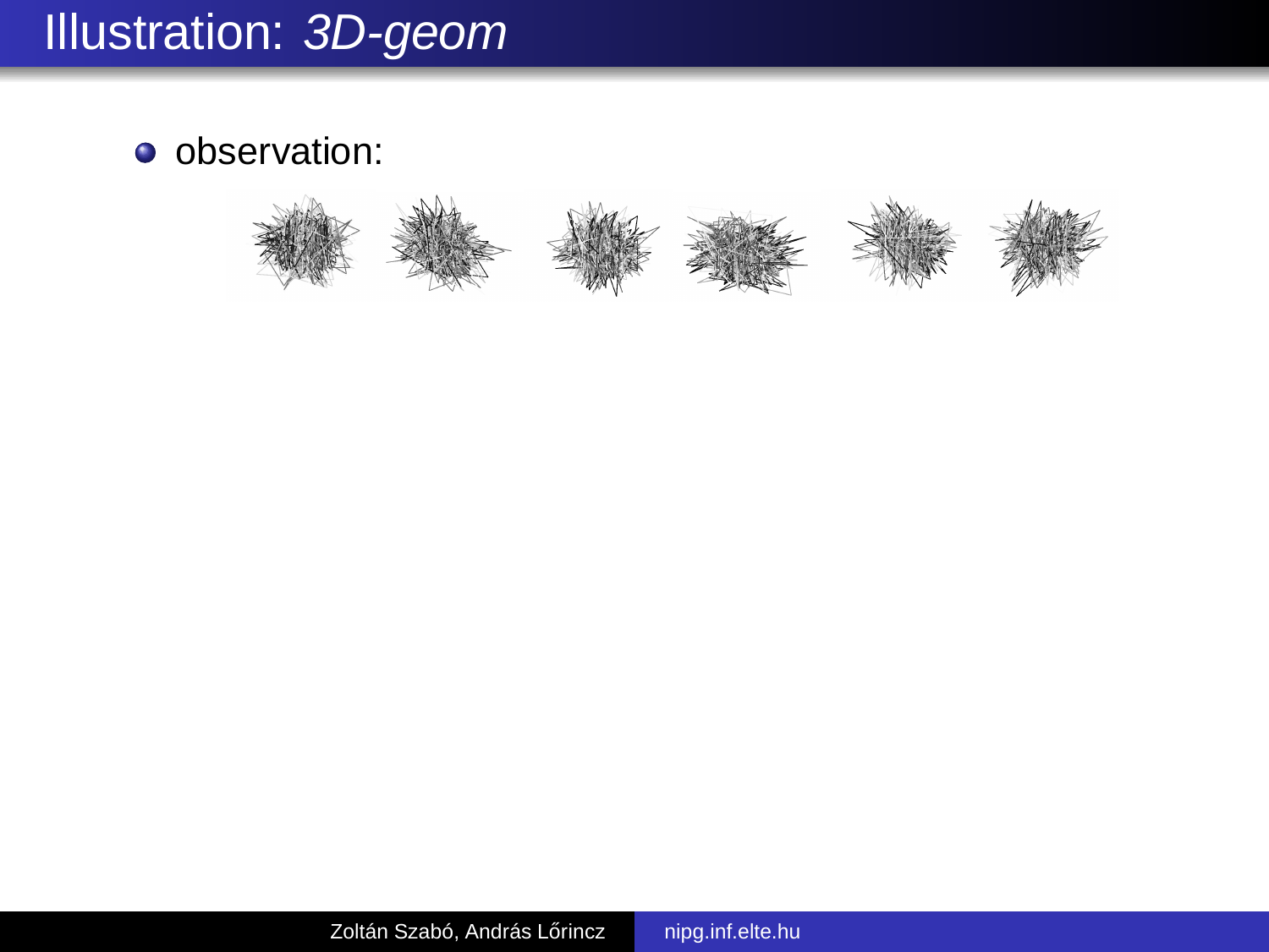# Illustration: *3D-geom*

- observation: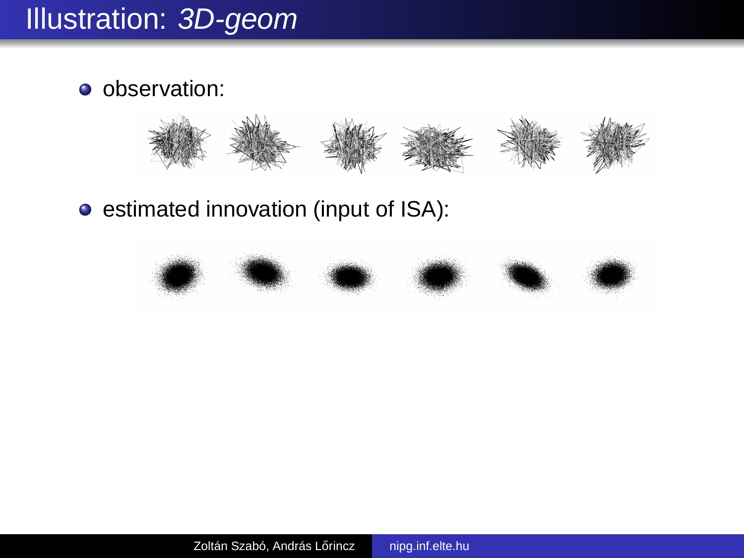# Illustration: *3D-geom*

- observation:

- estimated innovation (input of ISA):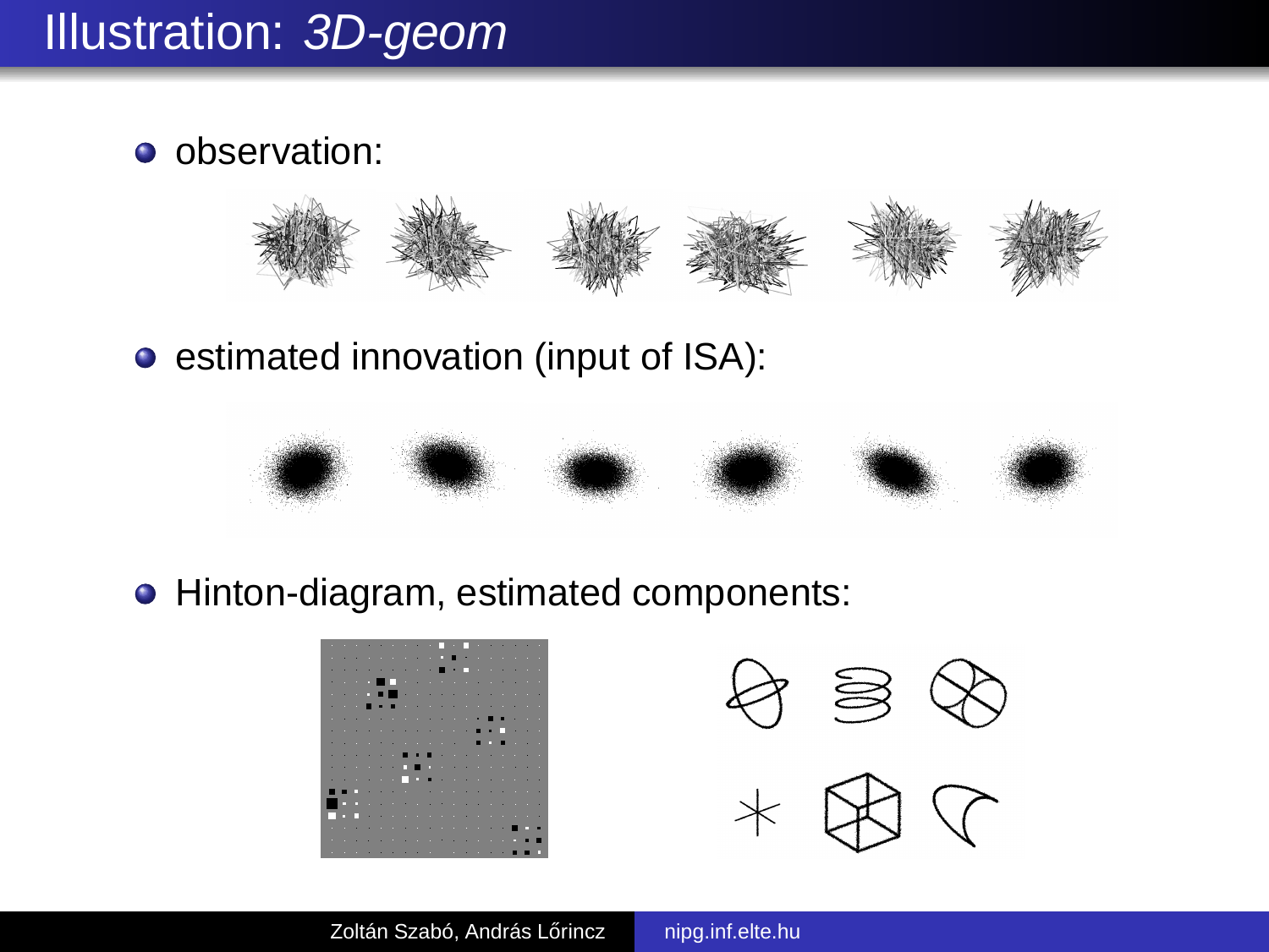# Illustration: *3D-geom*

- observation:
- estimated innovation (input of ISA):
- Hinton-diagram, estimated components: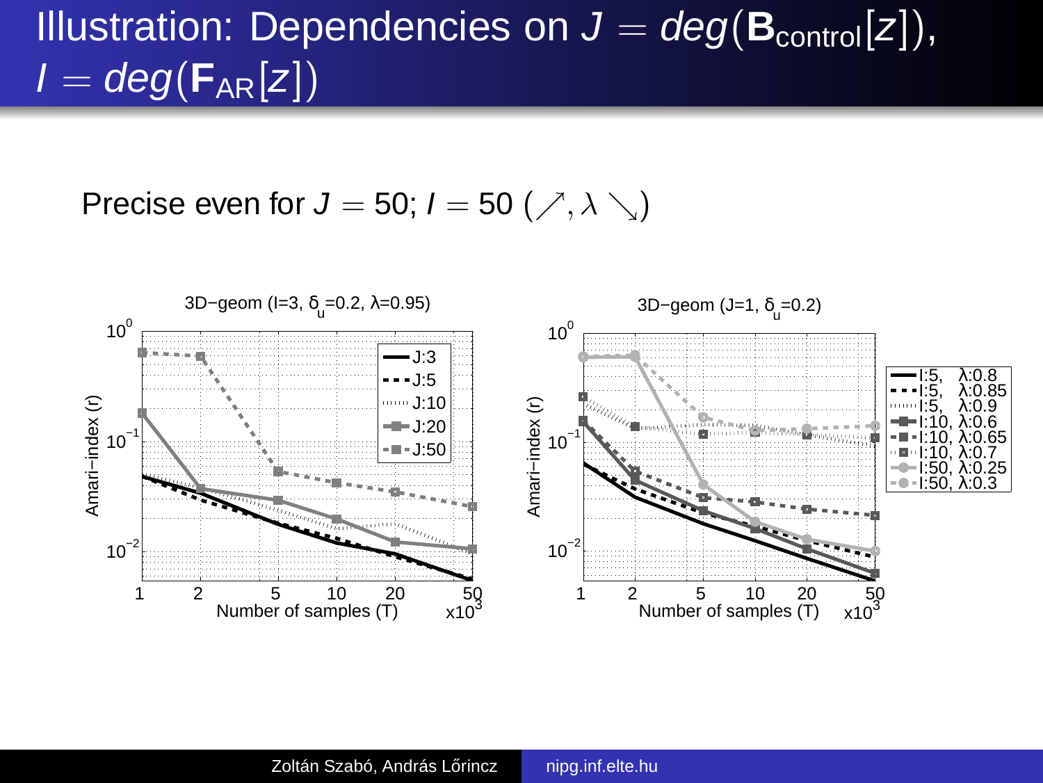# Illustration: Dependencies on $J = deg(\mathbf{B}_{\text{control}}[z])$, $I = deg(\mathbf{F}_{\text{AR}}[z])$

Precise even for $J = 50$; $I = 50$ $(\nearrow, \lambda \searrow)$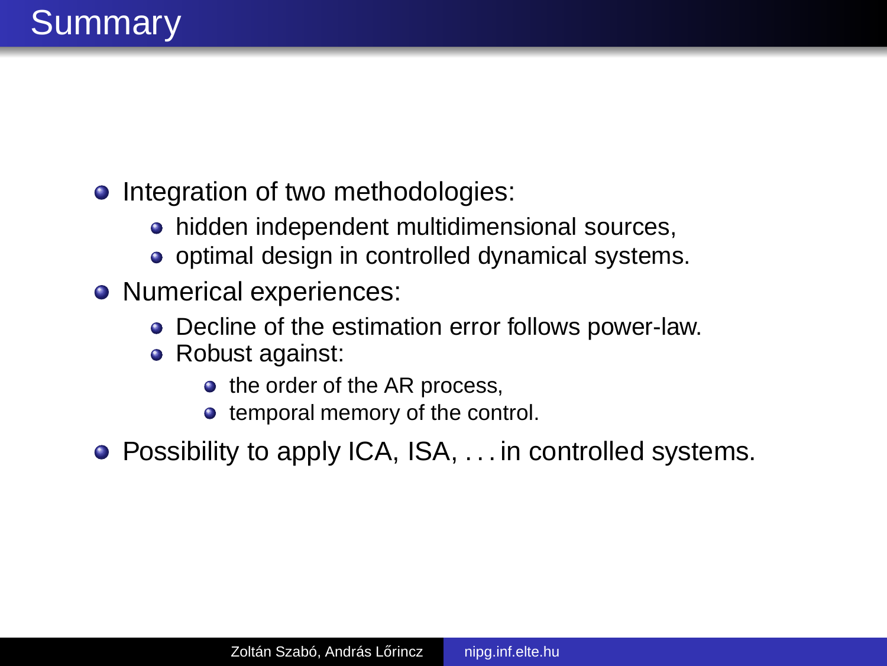# Summary

- Integration of two methodologies:
  - hidden independent multidimensional sources,
  - optimal design in controlled dynamical systems.
- Numerical experiences:
  - Decline of the estimation error follows power-law.
  - Robust against:
    - the order of the AR process,
    - temporal memory of the control.
- Possibility to apply ICA, ISA, . . . in controlled systems.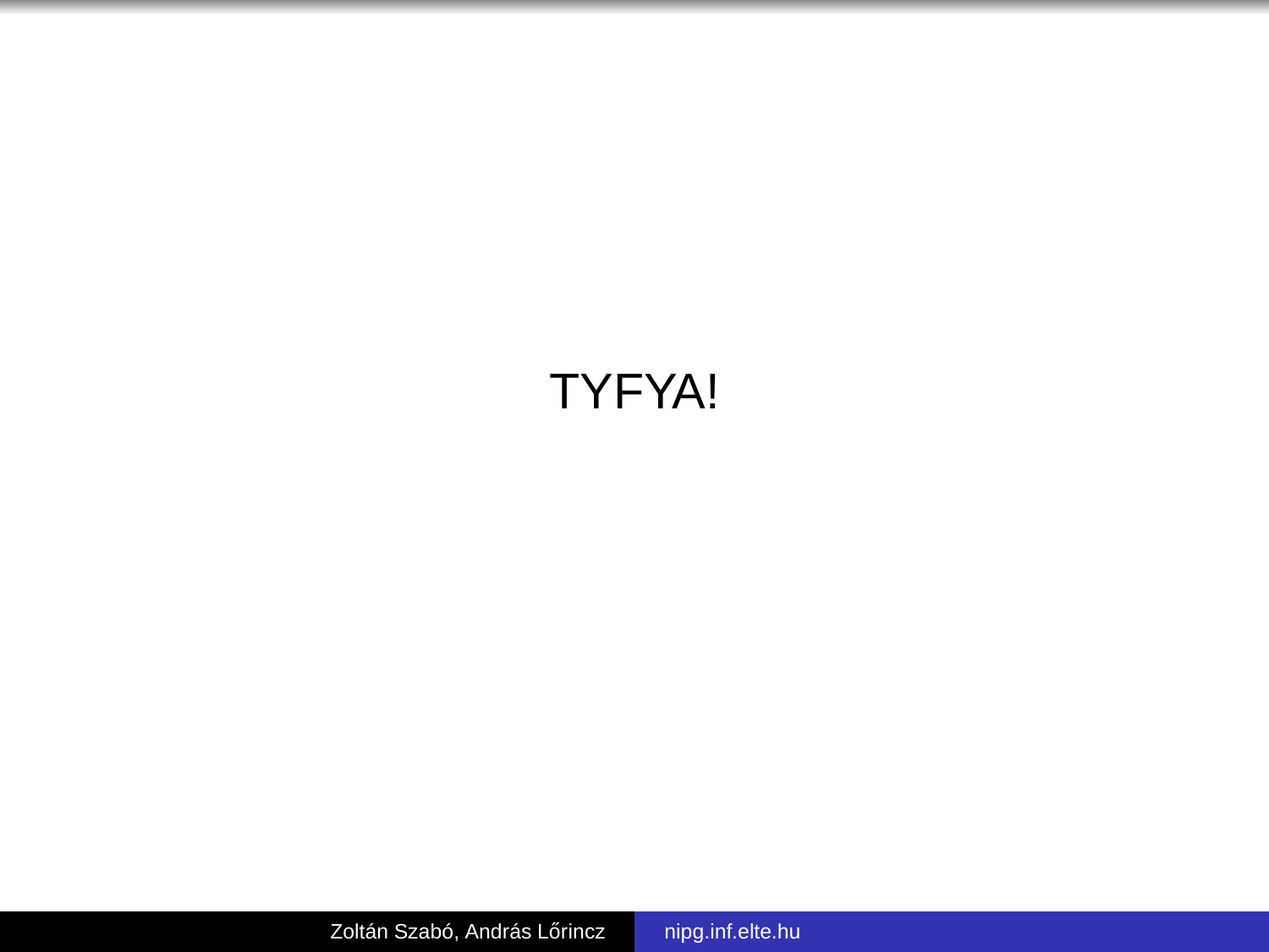TYFYA!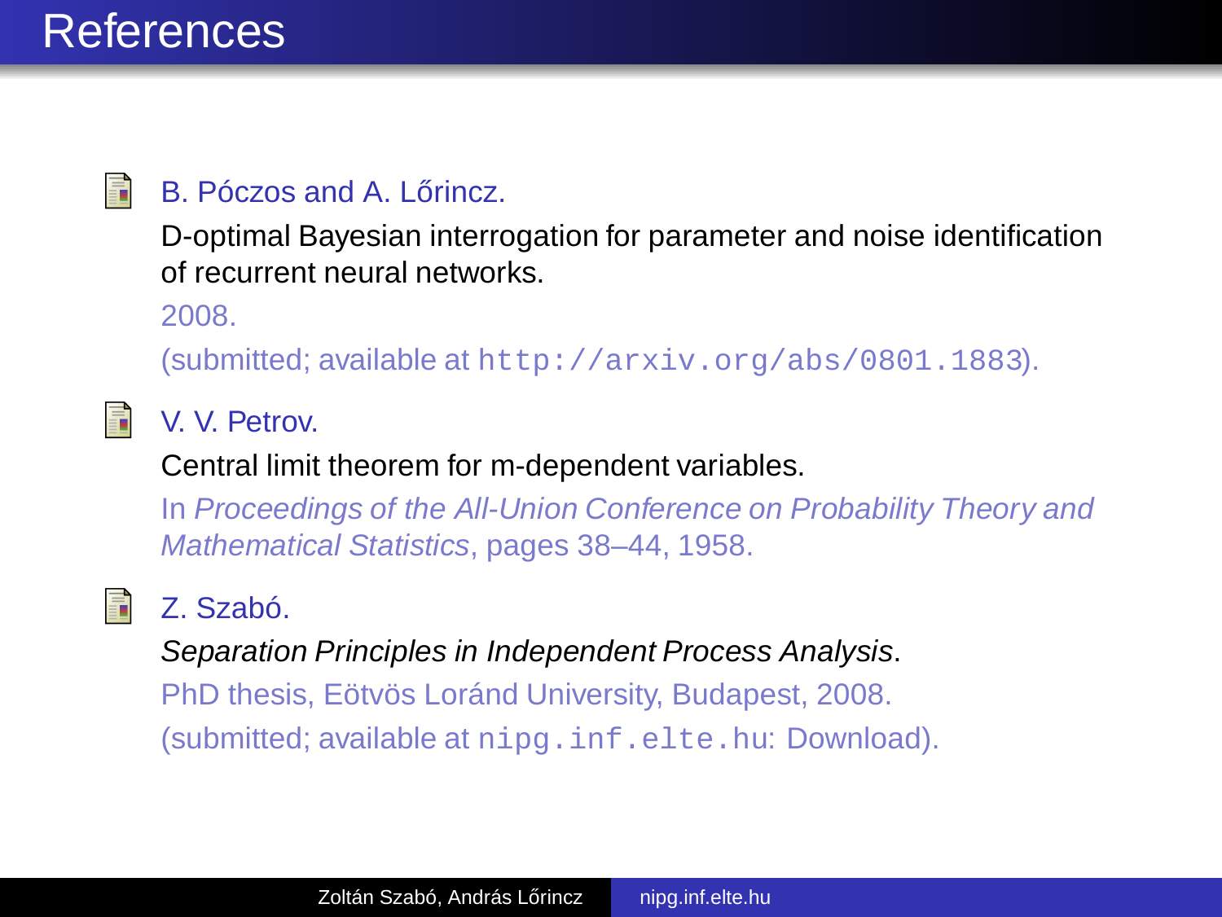# References

- B. Póczos and A. Lőrincz.
  D-optimal Bayesian interrogation for parameter and noise identification of recurrent neural networks.
  2008.
  (submitted; available at `http://arxiv.org/abs/0801.1883`).

- V. V. Petrov.
  Central limit theorem for m-dependent variables.
  In *Proceedings of the All-Union Conference on Probability Theory and Mathematical Statistics*, pages 38–44, 1958.

- Z. Szabó.
  *Separation Principles in Independent Process Analysis*.
  PhD thesis, Eötvös Loránd University, Budapest, 2008.
  (submitted; available at `nipg.inf.elte.hu`: Download).